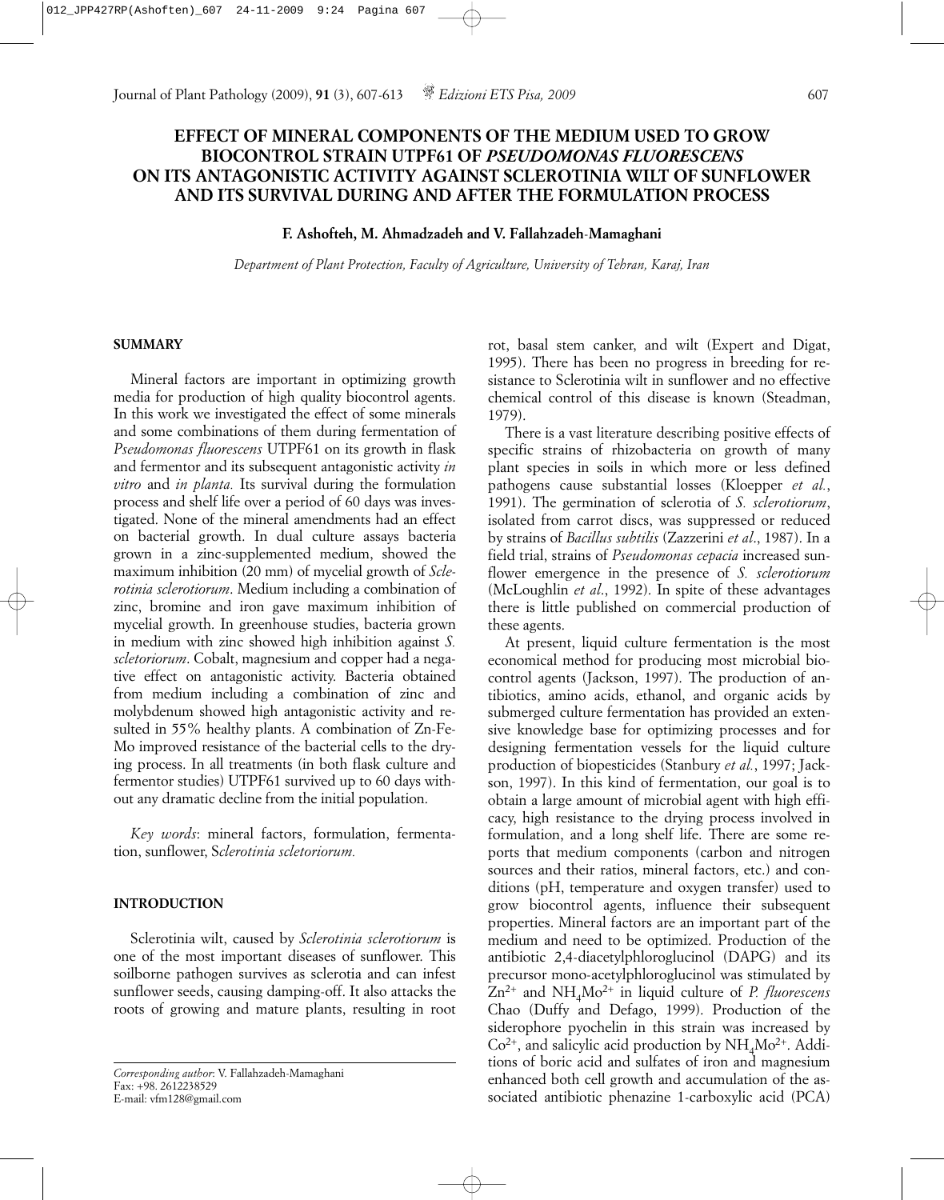# EFFECT OF MINERAL COMPONENTS OF THE MEDIUM USED TO GROW BIOCONTROL STRAIN UTPF61 OF *PSEUDOMONAS FLUORESCENS* ON ITS ANTAGONISTIC ACTIVITY AGAINST SCLEROTINIA WILT OF SUNFLOWER AND ITS SURVIVAL DURING AND AFTER THE FORMULATION PROCESS

**F. Ashofteh, M. Ahmadzadeh and V. Fallahzadeh-Mamaghani**

*Department of Plant Protection, Faculty of Agriculture, University of Tehran, Karaj, Iran*

## SUMMARY

Mineral factors are important in optimizing growth media for production of high quality biocontrol agents. In this work we investigated the effect of some minerals and some combinations of them during fermentation of *Pseudomonas fluorescens* UTPF61 on its growth in flask and fermentor and its subsequent antagonistic activity *in vitro* and *in planta.* Its survival during the formulation process and shelf life over a period of 60 days was investigated. None of the mineral amendments had an effect on bacterial growth. In dual culture assays bacteria grown in a zinc-supplemented medium, showed the maximum inhibition (20 mm) of mycelial growth of *Sclerotinia sclerotiorum*. Medium including a combination of zinc, bromine and iron gave maximum inhibition of mycelial growth. In greenhouse studies, bacteria grown in medium with zinc showed high inhibition against *S. scletoriorum*. Cobalt, magnesium and copper had a negative effect on antagonistic activity. Bacteria obtained from medium including a combination of zinc and molybdenum showed high antagonistic activity and resulted in 55% healthy plants. A combination of Zn-Fe-Mo improved resistance of the bacterial cells to the drying process. In all treatments (in both flask culture and fermentor studies) UTPF61 survived up to 60 days without any dramatic decline from the initial population.

*Key words*: mineral factors, formulation, fermentation, sunflower, S*clerotinia scletoriorum.*

## INTRODUCTION

Sclerotinia wilt, caused by *Sclerotinia sclerotiorum* is one of the most important diseases of sunflower. This soilborne pathogen survives as sclerotia and can infest sunflower seeds, causing damping-off. It also attacks the roots of growing and mature plants, resulting in root rot, basal stem canker, and wilt (Expert and Digat, 1995). There has been no progress in breeding for resistance to Sclerotinia wilt in sunflower and no effective chemical control of this disease is known (Steadman, 1979).

There is a vast literature describing positive effects of specific strains of rhizobacteria on growth of many plant species in soils in which more or less defined pathogens cause substantial losses (Kloepper *et al.*, 1991). The germination of sclerotia of *S. sclerotiorum*, isolated from carrot discs, was suppressed or reduced by strains of *Bacillus subtilis* (Zazzerini *et al*., 1987). In a field trial, strains of *Pseudomonas cepacia* increased sunflower emergence in the presence of *S. sclerotiorum* (McLoughlin *et al*., 1992). In spite of these advantages there is little published on commercial production of these agents.

At present, liquid culture fermentation is the most economical method for producing most microbial biocontrol agents (Jackson, 1997). The production of antibiotics, amino acids, ethanol, and organic acids by submerged culture fermentation has provided an extensive knowledge base for optimizing processes and for designing fermentation vessels for the liquid culture production of biopesticides (Stanbury *et al.*, 1997; Jackson, 1997). In this kind of fermentation, our goal is to obtain a large amount of microbial agent with high efficacy, high resistance to the drying process involved in formulation, and a long shelf life. There are some reports that medium components (carbon and nitrogen sources and their ratios, mineral factors, etc.) and conditions (pH, temperature and oxygen transfer) used to grow biocontrol agents, influence their subsequent properties. Mineral factors are an important part of the medium and need to be optimized. Production of the antibiotic 2,4-diacetylphloroglucinol (DAPG) and its precursor mono-acetylphloroglucinol was stimulated by $Zn^{2+}$ and $NH_4Mo^{2+}$ in liquid culture of *P. fluorescens* Chao (Duffy and Defago, 1999). Production of the siderophore pyochelin in this strain was increased by $Co^{2+}$, and salicylic acid production by $NH_4Mo^{2+}$. Additions of boric acid and sulfates of iron and magnesium enhanced both cell growth and accumulation of the associated antibiotic phenazine 1-carboxylic acid (PCA)

*Corresponding author*: V. Fallahzadeh-Mamaghani
Fax: +98. 2612238529
E-mail: vfm128@gmail.com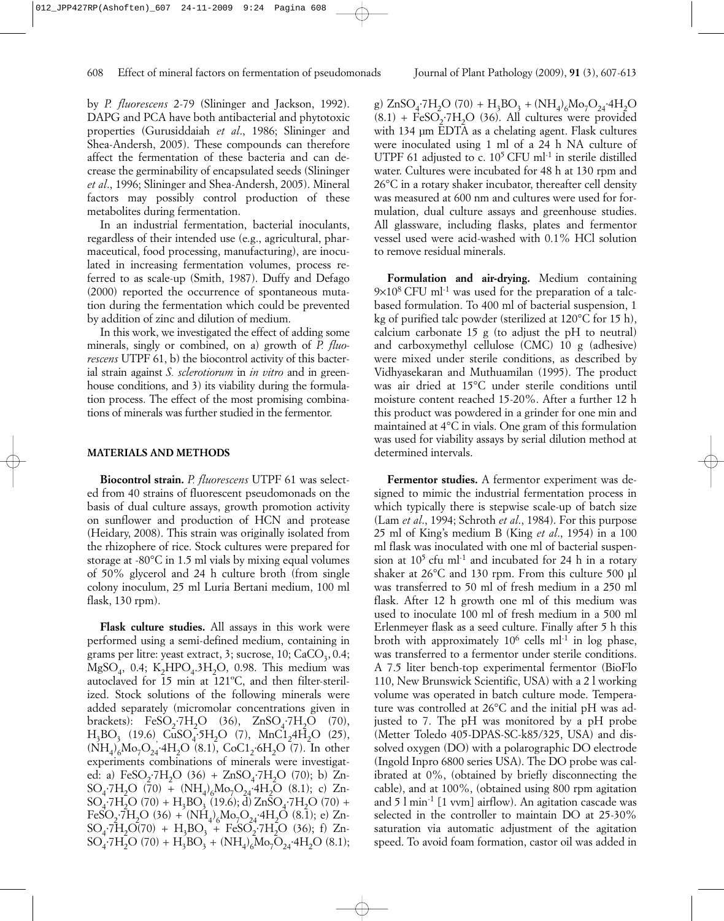by *P. fluorescens* 2-79 (Slininger and Jackson, 1992). DAPG and PCA have both antibacterial and phytotoxic properties (Gurusiddaiah *et al*., 1986; Slininger and Shea-Andersh, 2005). These compounds can therefore affect the fermentation of these bacteria and can decrease the germinability of encapsulated seeds (Slininger *et al*., 1996; Slininger and Shea-Andersh, 2005). Mineral factors may possibly control production of these metabolites during fermentation.

In an industrial fermentation, bacterial inoculants, regardless of their intended use (e.g., agricultural, pharmaceutical, food processing, manufacturing), are inoculated in increasing fermentation volumes, process referred to as scale-up (Smith, 1987). Duffy and Defago (2000) reported the occurrence of spontaneous mutation during the fermentation which could be prevented by addition of zinc and dilution of medium.

In this work, we investigated the effect of adding some minerals, singly or combined, on a) growth of *P. fluorescens* UTPF 61, b) the biocontrol activity of this bacterial strain against *S. sclerotiorum* in *in vitro* and in greenhouse conditions, and 3) its viability during the formulation process. The effect of the most promising combinations of minerals was further studied in the fermentor.

## MATERIALS AND METHODS

**Biocontrol strain.** *P. fluorescens* UTPF 61 was selected from 40 strains of fluorescent pseudomonads on the basis of dual culture assays, growth promotion activity on sunflower and production of HCN and protease (Heidary, 2008). This strain was originally isolated from the rhizophere of rice. Stock cultures were prepared for storage at -80°C in 1.5 ml vials by mixing equal volumes of 50% glycerol and 24 h culture broth (from single colony inoculum, 25 ml Luria Bertani medium, 100 ml flask, 130 rpm).

**Flask culture studies.** All assays in this work were performed using a semi-defined medium, containing in grams per litre: yeast extract, 3; sucrose, 10; $CaCO_3$, 0.4; $MgSO_4$, 0.4; $K_2HPO_4 \cdot 3H_2O$, 0.98. This medium was autoclaved for 15 min at 121°C, and then filter-sterilized. Stock solutions of the following minerals were added separately (micromolar concentrations given in brackets): $FeSO_2 \cdot 7H_2O$ (36), $ZnSO_4 \cdot 7H_2O$ (70), $H_3BO_3$ (19.6) $CuSO_4 \cdot 5H_2O$ (7), $MnCl_2 4H_2O$ (25), $(NH_4)_6Mo_7O_{24} \cdot 4H_2O$ (8.1), $CoCl_2 \cdot 6H_2O$ (7). In other experiments combinations of minerals were investigated: a) $FeSO_2 \cdot 7H_2O$ (36) + $ZnSO_4 \cdot 7H_2O$ (70); b) $ZnSO_4 \cdot 7H_2O$ (70) + $(NH_4)_6Mo_7O_{24} \cdot 4H_2O$ (8.1); c) $ZnSO_4 \cdot 7H_2O$ (70) + $H_3BO_3$ (19.6); d) $ZnSO_4 \cdot 7H_2O$ (70) + $FeSO_2 \cdot 7H_2O$ (36) + $(NH_4)_6Mo_7O_{24} \cdot 4H_2O$ (8.1); e) $ZnSO_4 \cdot 7H_2O$(70) + $H_3BO_3$ + $FeSO_2 \cdot 7H_2O$ (36); f) $ZnSO_4 \cdot 7H_2O$ (70) + $H_3BO_3$ + $(NH_4)_6Mo_7O_{24} \cdot 4H_2O$ (8.1); g) $ZnSO_4 \cdot 7H_2O$ (70) + $H_3BO_3$ + $(NH_4)_6Mo_7O_{24} \cdot 4H_2O$ (8.1) + $FeSO_2 \cdot 7H_2O$ (36). All cultures were provided with 134 µm EDTA as a chelating agent. Flask cultures were inoculated using 1 ml of a 24 h NA culture of UTPF 61 adjusted to c. $10^5$ CFU ml$^{-1}$ in sterile distilled water. Cultures were incubated for 48 h at 130 rpm and 26°C in a rotary shaker incubator, thereafter cell density was measured at 600 nm and cultures were used for formulation, dual culture assays and greenhouse studies. All glassware, including flasks, plates and fermentor vessel used were acid-washed with 0.1% HCl solution to remove residual minerals.

**Formulation and air-drying.** Medium containing $9 \times 10^8$ CFU ml$^{-1}$ was used for the preparation of a talc-based formulation. To 400 ml of bacterial suspension, 1 kg of purified talc powder (sterilized at 120°C for 15 h), calcium carbonate 15 g (to adjust the pH to neutral) and carboxymethyl cellulose (CMC) 10 g (adhesive) were mixed under sterile conditions, as described by Vidhyasekaran and Muthuamilan (1995). The product was air dried at 15°C under sterile conditions until moisture content reached 15-20%. After a further 12 h this product was powdered in a grinder for one min and maintained at 4°C in vials. One gram of this formulation was used for viability assays by serial dilution method at determined intervals.

**Fermentor studies.** A fermentor experiment was designed to mimic the industrial fermentation process in which typically there is stepwise scale-up of batch size (Lam *et al*., 1994; Schroth *et al*., 1984). For this purpose 25 ml of King's medium B (King *et al*., 1954) in a 100 ml flask was inoculated with one ml of bacterial suspension at $10^5$ cfu ml$^{-1}$ and incubated for 24 h in a rotary shaker at 26°C and 130 rpm. From this culture 500 µl was transferred to 50 ml of fresh medium in a 250 ml flask. After 12 h growth one ml of this medium was used to inoculate 100 ml of fresh medium in a 500 ml Erlenmeyer flask as a seed culture. Finally after 5 h this broth with approximately $10^6$ cells ml$^{-1}$ in log phase, was transferred to a fermentor under sterile conditions. A 7.5 liter bench-top experimental fermentor (BioFlo 110, New Brunswick Scientific, USA) with a 2 l working volume was operated in batch culture mode. Temperature was controlled at 26°C and the initial pH was adjusted to 7. The pH was monitored by a pH probe (Metter Toledo 405-DPAS-SC-k85/325, USA) and dissolved oxygen (DO) with a polarographic DO electrode (Ingold Inpro 6800 series USA). The DO probe was calibrated at 0%, (obtained by briefly disconnecting the cable), and at 100%, (obtained using 800 rpm agitation and 5 l min$^{-1}$ [1 vvm] airflow). An agitation cascade was selected in the controller to maintain DO at 25-30% saturation via automatic adjustment of the agitation speed. To avoid foam formation, castor oil was added in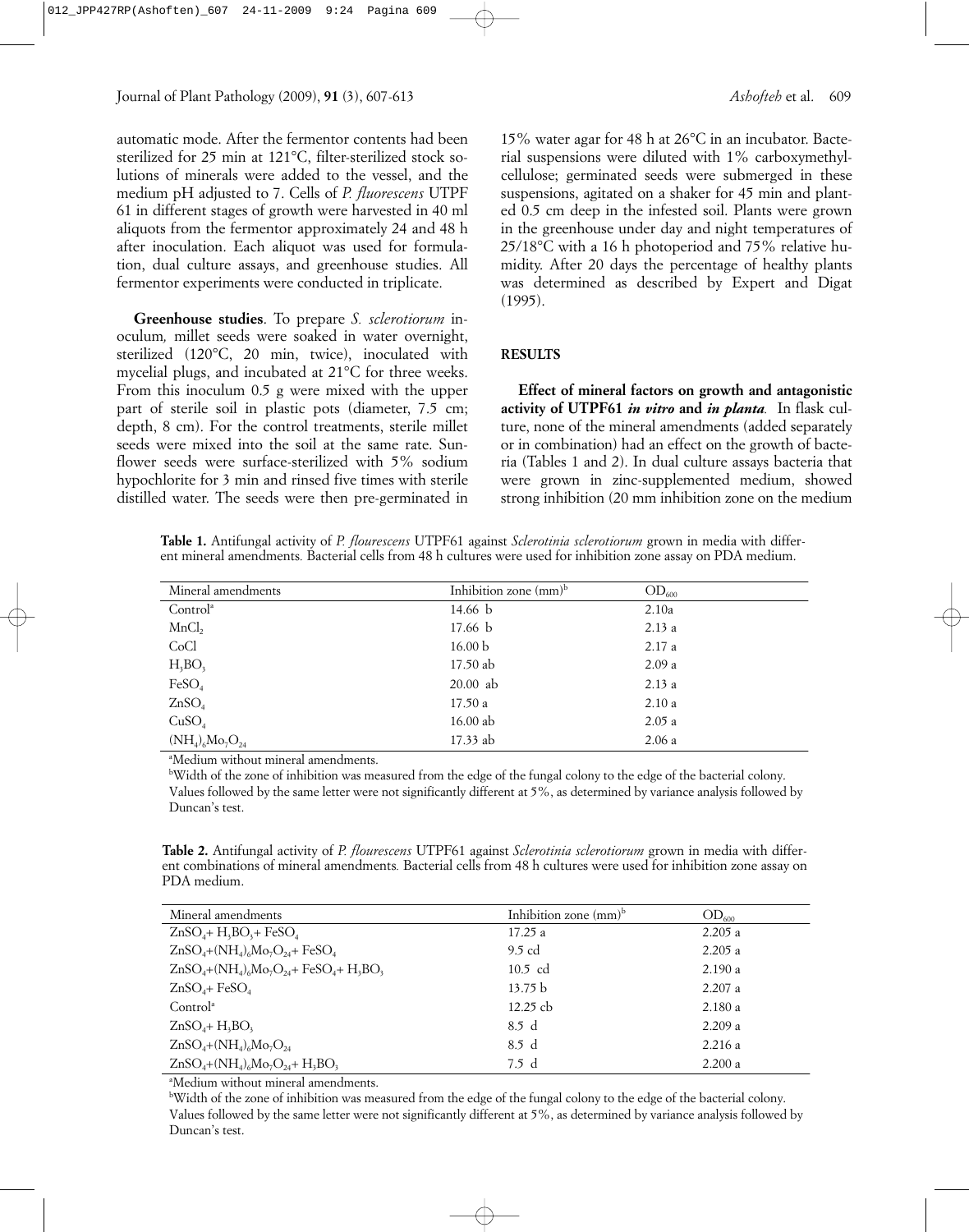automatic mode. After the fermentor contents had been sterilized for 25 min at 121°C, filter-sterilized stock solutions of minerals were added to the vessel, and the medium pH adjusted to 7. Cells of *P. fluorescens* UTPF 61 in different stages of growth were harvested in 40 ml aliquots from the fermentor approximately 24 and 48 h after inoculation. Each aliquot was used for formulation, dual culture assays, and greenhouse studies. All fermentor experiments were conducted in triplicate.

**Greenhouse studies**. To prepare *S. sclerotiorum* inoculum*,* millet seeds were soaked in water overnight, sterilized (120°C, 20 min, twice), inoculated with mycelial plugs, and incubated at 21°C for three weeks. From this inoculum 0.5 g were mixed with the upper part of sterile soil in plastic pots (diameter, 7.5 cm; depth, 8 cm). For the control treatments, sterile millet seeds were mixed into the soil at the same rate. Sunflower seeds were surface-sterilized with 5% sodium hypochlorite for 3 min and rinsed five times with sterile distilled water. The seeds were then pre-germinated in 15% water agar for 48 h at 26°C in an incubator. Bacterial suspensions were diluted with 1% carboxymethylcellulose; germinated seeds were submerged in these suspensions, agitated on a shaker for 45 min and planted 0.5 cm deep in the infested soil. Plants were grown in the greenhouse under day and night temperatures of 25/18°C with a 16 h photoperiod and 75% relative humidity. After 20 days the percentage of healthy plants was determined as described by Expert and Digat (1995).

## RESULTS

**Effect of mineral factors on growth and antagonistic activity of UTPF61 *in vitro* and *in planta*.** In flask culture, none of the mineral amendments (added separately or in combination) had an effect on the growth of bacteria (Tables 1 and 2). In dual culture assays bacteria that were grown in zinc-supplemented medium, showed strong inhibition (20 mm inhibition zone on the medium

**Table 1.** Antifungal activity of *P. flourescens* UTPF61 against *Sclerotinia sclerotiorum* grown in media with different mineral amendments*.* Bacterial cells from 48 h cultures were used for inhibition zone assay on PDA medium.

| Mineral amendments | Inhibition zone (mm)[b] | $OD_{600}$ |
|---|---|---|
| Control[a] | 14.66 b | 2.10a |
| $MnCl_2$ | 17.66 b | 2.13 a |
| CoCl | 16.00 b | 2.17 a |
| $H_3BO_3$ | 17.50 ab | 2.09 a |
| $FeSO_4$ | 20.00 ab | 2.13 a |
| $ZnSO_4$ | 17.50 a | 2.10 a |
| $CuSO_4$ | 16.00 ab | 2.05 a |
| $(NH_4)_6Mo_7O_{24}$ | 17.33 ab | 2.06 a |

[a]Medium without mineral amendments.
[b]Width of the zone of inhibition was measured from the edge of the fungal colony to the edge of the bacterial colony.
Values followed by the same letter were not significantly different at 5%, as determined by variance analysis followed by Duncan's test.

**Table 2.** Antifungal activity of *P. flourescens* UTPF61 against *Sclerotinia sclerotiorum* grown in media with different combinations of mineral amendments*.* Bacterial cells from 48 h cultures were used for inhibition zone assay on PDA medium.

| Mineral amendments | Inhibition zone (mm)[b] | $OD_{600}$ |
|---|---|---|
| $ZnSO_4$+ $H_3BO_3$+ $FeSO_4$ | 17.25 a | 2.205 a |
| $ZnSO_4$+$(NH_4)_6Mo_7O_{24}$+ $FeSO_4$ | 9.5 cd | 2.205 a |
| $ZnSO_4$+$(NH_4)_6Mo_7O_{24}$+ $FeSO_4$+ $H_3BO_3$ | 10.5 cd | 2.190 a |
| $ZnSO_4$+ $FeSO_4$ | 13.75 b | 2.207 a |
| Control[a] | 12.25 cb | 2.180 a |
| $ZnSO_4$+ $H_3BO_3$ | 8.5 d | 2.209 a |
| $ZnSO_4$+$(NH_4)_6Mo_7O_{24}$ | 8.5 d | 2.216 a |
| $ZnSO_4$+$(NH_4)_6Mo_7O_{24}$+ $H_3BO_3$ | 7.5 d | 2.200 a |

[a]Medium without mineral amendments.
[b]Width of the zone of inhibition was measured from the edge of the fungal colony to the edge of the bacterial colony.
Values followed by the same letter were not significantly different at 5%, as determined by variance analysis followed by Duncan's test.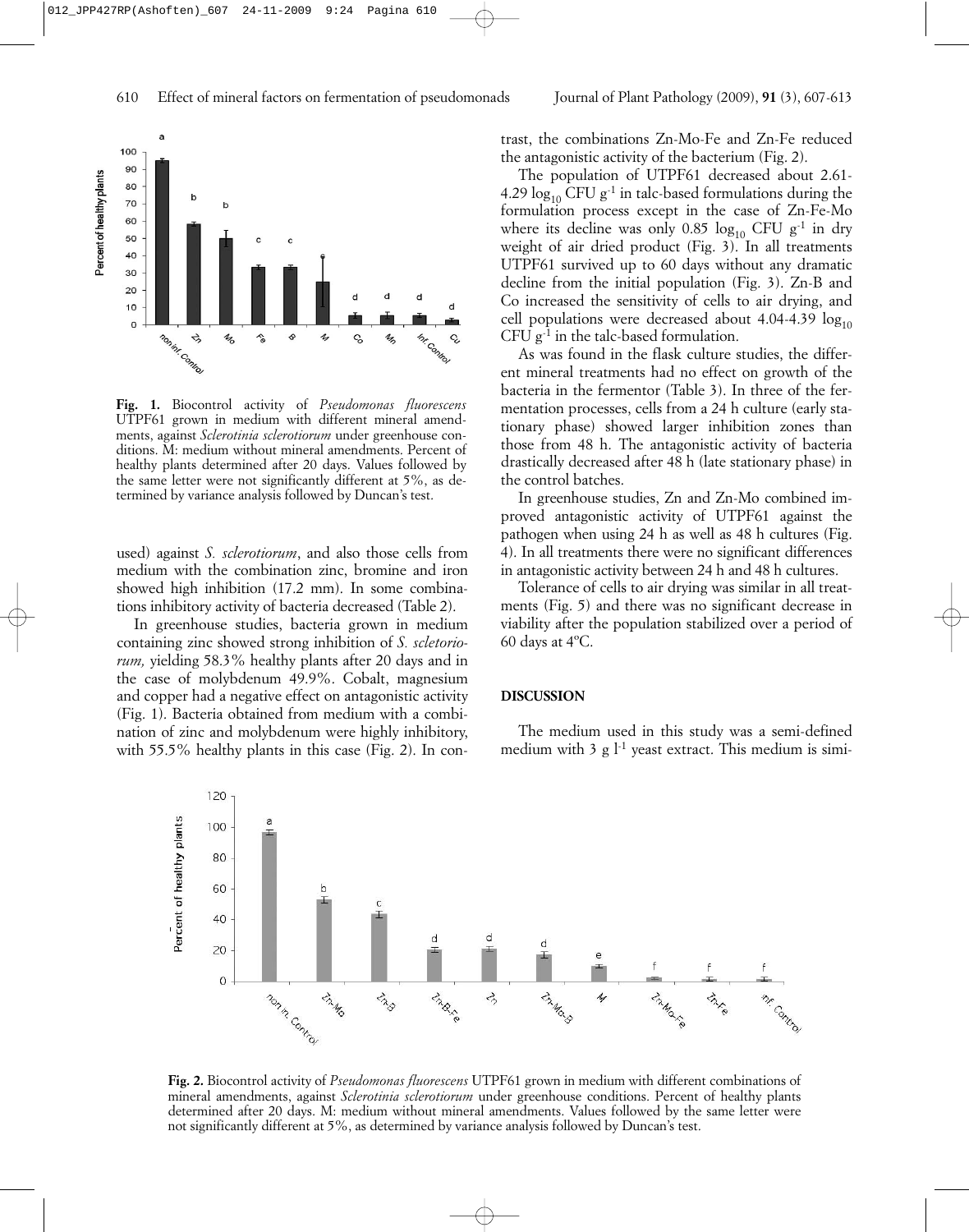**Fig. 1.** Biocontrol activity of *Pseudomonas fluorescens* UTPF61 grown in medium with different mineral amendments, against *Sclerotinia sclerotiorum* under greenhouse conditions. M: medium without mineral amendments. Percent of healthy plants determined after 20 days. Values followed by the same letter were not significantly different at 5%, as determined by variance analysis followed by Duncan's test.

used) against *S. sclerotiorum*, and also those cells from medium with the combination zinc, bromine and iron showed high inhibition (17.2 mm). In some combinations inhibitory activity of bacteria decreased (Table 2).

In greenhouse studies, bacteria grown in medium containing zinc showed strong inhibition of *S. scletoriorum,* yielding 58.3% healthy plants after 20 days and in the case of molybdenum 49.9%. Cobalt, magnesium and copper had a negative effect on antagonistic activity (Fig. 1). Bacteria obtained from medium with a combination of zinc and molybdenum were highly inhibitory, with 55.5% healthy plants in this case (Fig. 2). In contrast, the combinations Zn-Mo-Fe and Zn-Fe reduced the antagonistic activity of the bacterium (Fig. 2).

The population of UTPF61 decreased about 2.61-4.29 $\log_{10}$ CFU $g^{-1}$ in talc-based formulations during the formulation process except in the case of Zn-Fe-Mo where its decline was only 0.85 $\log_{10}$ CFU $g^{-1}$ in dry weight of air dried product (Fig. 3). In all treatments UTPF61 survived up to 60 days without any dramatic decline from the initial population (Fig. 3). Zn-B and Co increased the sensitivity of cells to air drying, and cell populations were decreased about 4.04-4.39 $\log_{10}$ CFU $g^{-1}$ in the talc-based formulation.

As was found in the flask culture studies, the different mineral treatments had no effect on growth of the bacteria in the fermentor (Table 3). In three of the fermentation processes, cells from a 24 h culture (early stationary phase) showed larger inhibition zones than those from 48 h. The antagonistic activity of bacteria drastically decreased after 48 h (late stationary phase) in the control batches.

In greenhouse studies, Zn and Zn-Mo combined improved antagonistic activity of UTPF61 against the pathogen when using 24 h as well as 48 h cultures (Fig. 4). In all treatments there were no significant differences in antagonistic activity between 24 h and 48 h cultures.

Tolerance of cells to air drying was similar in all treatments (Fig. 5) and there was no significant decrease in viability after the population stabilized over a period of 60 days at 4°C.

## DISCUSSION

The medium used in this study was a semi-defined medium with 3 g $l^{-1}$ yeast extract. This medium is simi-

**Fig. 2.** Biocontrol activity of *Pseudomonas fluorescens* UTPF61 grown in medium with different combinations of mineral amendments, against *Sclerotinia sclerotiorum* under greenhouse conditions. Percent of healthy plants determined after 20 days. M: medium without mineral amendments. Values followed by the same letter were not significantly different at 5%, as determined by variance analysis followed by Duncan's test.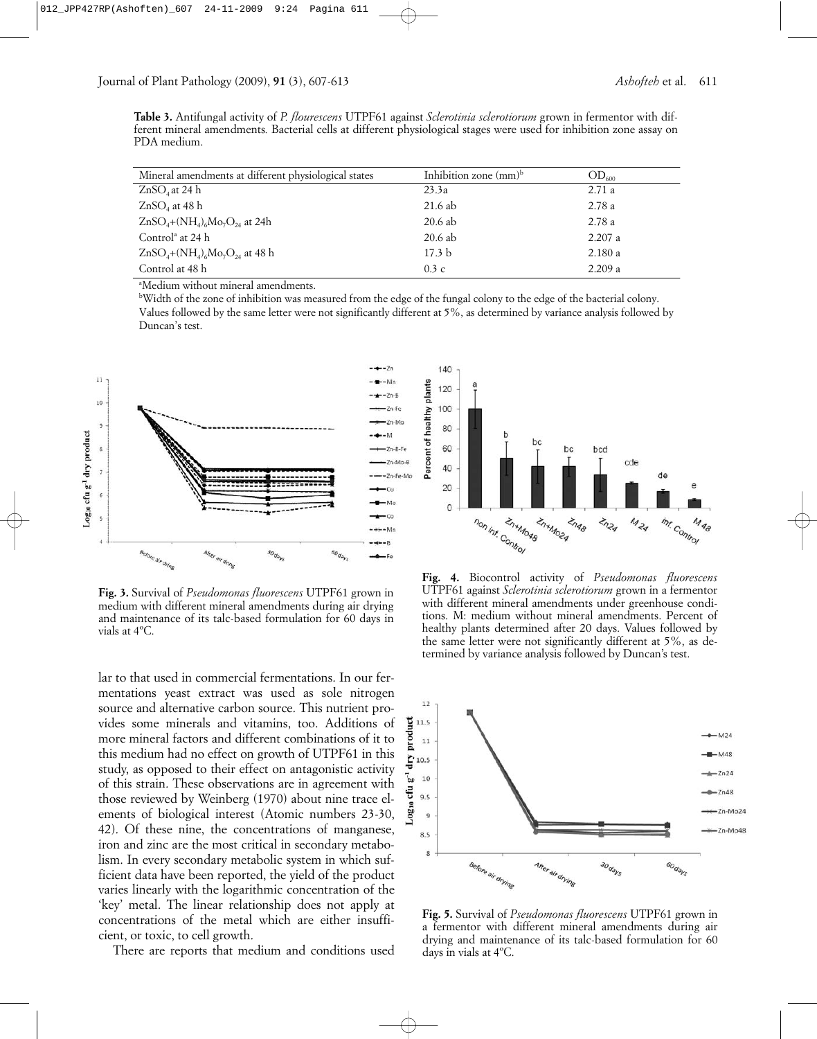**Table 3.** Antifungal activity of *P. flourescens* UTPF61 against *Sclerotinia sclerotiorum* grown in fermentor with different mineral amendments. Bacterial cells at different physiological stages were used for inhibition zone assay on PDA medium.

| Mineral amendments at different physiological states | Inhibition zone (mm)[b] | $OD_{600}$ |
|---|---|---|
| $ZnSO_4$ at 24 h | 23.3a | 2.71 a |
| $ZnSO_4$ at 48 h | 21.6 ab | 2.78 a |
| $ZnSO_4$+$(NH_4)_6Mo_7O_{24}$ at 24h | 20.6 ab | 2.78 a |
| Control[a] at 24 h | 20.6 ab | 2.207 a |
| $ZnSO_4$+$(NH_4)_6Mo_7O_{24}$ at 48 h | 17.3 b | 2.180 a |
| Control at 48 h | 0.3 c | 2.209 a |

[a]Medium without mineral amendments.

[b]Width of the zone of inhibition was measured from the edge of the fungal colony to the edge of the bacterial colony.

Values followed by the same letter were not significantly different at 5%, as determined by variance analysis followed by Duncan's test.

**Fig. 3.** Survival of *Pseudomonas fluorescens* UTPF61 grown in medium with different mineral amendments during air drying and maintenance of its talc-based formulation for 60 days in vials at 4°C.

**Fig. 4.** Biocontrol activity of *Pseudomonas fluorescens* UTPF61 against *Sclerotinia sclerotiorum* grown in a fermentor with different mineral amendments under greenhouse conditions. M: medium without mineral amendments. Percent of healthy plants determined after 20 days. Values followed by the same letter were not significantly different at 5%, as determined by variance analysis followed by Duncan's test.

lar to that used in commercial fermentations. In our fermentations yeast extract was used as sole nitrogen source and alternative carbon source. This nutrient provides some minerals and vitamins, too. Additions of more mineral factors and different combinations of it to this medium had no effect on growth of UTPF61 in this study, as opposed to their effect on antagonistic activity of this strain. These observations are in agreement with those reviewed by Weinberg (1970) about nine trace elements of biological interest (Atomic numbers 23-30, 42). Of these nine, the concentrations of manganese, iron and zinc are the most critical in secondary metabolism. In every secondary metabolic system in which sufficient data have been reported, the yield of the product varies linearly with the logarithmic concentration of the 'key' metal. The linear relationship does not apply at concentrations of the metal which are either insufficient, or toxic, to cell growth.

There are reports that medium and conditions used

**Fig. 5.** Survival of *Pseudomonas fluorescens* UTPF61 grown in a fermentor with different mineral amendments during air drying and maintenance of its talc-based formulation for 60 days in vials at 4°C.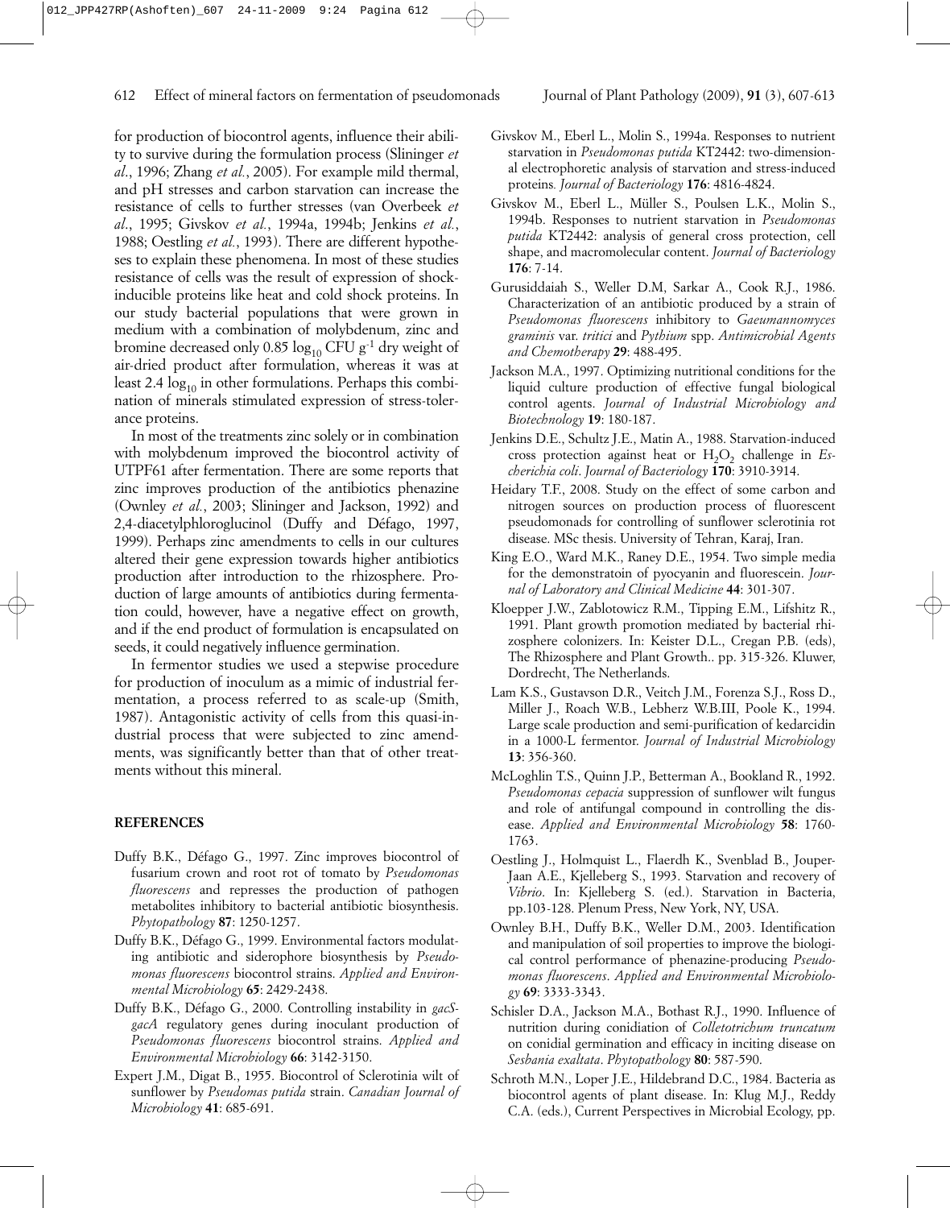for production of biocontrol agents, influence their ability to survive during the formulation process (Slininger *et al*., 1996; Zhang *et al.*, 2005). For example mild thermal, and pH stresses and carbon starvation can increase the resistance of cells to further stresses (van Overbeek *et al*., 1995; Givskov *et al.*, 1994a, 1994b; Jenkins *et al.*, 1988; Oestling *et al.*, 1993). There are different hypotheses to explain these phenomena. In most of these studies resistance of cells was the result of expression of shock-inducible proteins like heat and cold shock proteins. In our study bacterial populations that were grown in medium with a combination of molybdenum, zinc and bromine decreased only 0.85 $\log_{10}$ CFU $g^{-1}$ dry weight of air-dried product after formulation, whereas it was at least 2.4 $\log_{10}$ in other formulations. Perhaps this combination of minerals stimulated expression of stress-tolerance proteins.

In most of the treatments zinc solely or in combination with molybdenum improved the biocontrol activity of UTPF61 after fermentation. There are some reports that zinc improves production of the antibiotics phenazine (Ownley *et al.*, 2003; Slininger and Jackson, 1992) and 2,4-diacetylphloroglucinol (Duffy and Défago, 1997, 1999). Perhaps zinc amendments to cells in our cultures altered their gene expression towards higher antibiotics production after introduction to the rhizosphere. Production of large amounts of antibiotics during fermentation could, however, have a negative effect on growth, and if the end product of formulation is encapsulated on seeds, it could negatively influence germination.

In fermentor studies we used a stepwise procedure for production of inoculum as a mimic of industrial fermentation, a process referred to as scale-up (Smith, 1987). Antagonistic activity of cells from this quasi-industrial process that were subjected to zinc amendments, was significantly better than that of other treatments without this mineral.

## REFERENCES

Duffy B.K., Défago G., 1997. Zinc improves biocontrol of fusarium crown and root rot of tomato by *Pseudomonas fluorescens* and represses the production of pathogen metabolites inhibitory to bacterial antibiotic biosynthesis. *Phytopathology* **87**: 1250-1257.

Duffy B.K., Défago G., 1999. Environmental factors modulating antibiotic and siderophore biosynthesis by *Pseudomonas fluorescens* biocontrol strains. *Applied and Environmental Microbiology* **65**: 2429-2438.

Duffy B.K., Défago G., 2000. Controlling instability in *gacS-gacA* regulatory genes during inoculant production of *Pseudomonas fluorescens* biocontrol strains. *Applied and Environmental Microbiology* **66**: 3142-3150.

Expert J.M., Digat B., 1955. Biocontrol of Sclerotinia wilt of sunflower by *Pseudomas putida* strain. *Canadian Journal of Microbiology* **41**: 685-691.

Givskov M., Eberl L., Molin S., 1994a. Responses to nutrient starvation in *Pseudomonas putida* KT2442: two-dimensional electrophoretic analysis of starvation and stress-induced proteins. *Journal of Bacteriology* **176**: 4816-4824.

Givskov M., Eberl L., Müller S., Poulsen L.K., Molin S., 1994b. Responses to nutrient starvation in *Pseudomonas putida* KT2442: analysis of general cross protection, cell shape, and macromolecular content. *Journal of Bacteriology* **176**: 7-14.

Gurusiddaiah S., Weller D.M, Sarkar A., Cook R.J., 1986. Characterization of an antibiotic produced by a strain of *Pseudomonas fluorescens* inhibitory to *Gaeumannomyces graminis* var. *tritici* and *Pythium* spp. *Antimicrobial Agents and Chemotherapy* **29**: 488-495.

Jackson M.A., 1997. Optimizing nutritional conditions for the liquid culture production of effective fungal biological control agents. *Journal of Industrial Microbiology and Biotechnology* **19**: 180-187.

Jenkins D.E., Schultz J.E., Matin A., 1988. Starvation-induced cross protection against heat or $H_2O_2$ challenge in *Escherichia coli*. *Journal of Bacteriology* **170**: 3910-3914.

Heidary T.F., 2008. Study on the effect of some carbon and nitrogen sources on production process of fluorescent pseudomonads for controlling of sunflower sclerotinia rot disease. MSc thesis. University of Tehran, Karaj, Iran.

King E.O., Ward M.K., Raney D.E., 1954. Two simple media for the demonstratoin of pyocyanin and fluorescein. *Journal of Laboratory and Clinical Medicine* **44**: 301-307.

Kloepper J.W., Zablotowicz R.M., Tipping E.M., Lifshitz R., 1991. Plant growth promotion mediated by bacterial rhizosphere colonizers. In: Keister D.L., Cregan P.B. (eds), The Rhizosphere and Plant Growth.. pp. 315-326. Kluwer, Dordrecht, The Netherlands.

Lam K.S., Gustavson D.R., Veitch J.M., Forenza S.J., Ross D., Miller J., Roach W.B., Lebherz W.B.III, Poole K., 1994. Large scale production and semi-purification of kedarcidin in a 1000-L fermentor. *Journal of Industrial Microbiology* **13**: 356-360.

McLoghlin T.S., Quinn J.P., Betterman A., Bookland R., 1992. *Pseudomonas cepacia* suppression of sunflower wilt fungus and role of antifungal compound in controlling the disease. *Applied and Environmental Microbiology* **58**: 1760-1763.

Oestling J., Holmquist L., Flaerdh K., Svenblad B., Jouper-Jaan A.E., Kjelleberg S., 1993. Starvation and recovery of *Vibrio*. In: Kjelleberg S. (ed.). Starvation in Bacteria, pp.103-128. Plenum Press, New York, NY, USA.

Ownley B.H., Duffy B.K., Weller D.M., 2003. Identification and manipulation of soil properties to improve the biological control performance of phenazine-producing *Pseudomonas fluorescens*. *Applied and Environmental Microbiology* **69**: 3333-3343.

Schisler D.A., Jackson M.A., Bothast R.J., 1990. Influence of nutrition during conidiation of *Colletotrichum truncatum* on conidial germination and efficacy in inciting disease on *Sesbania exaltata*. *Phytopathology* **80**: 587-590.

Schroth M.N., Loper J.E., Hildebrand D.C., 1984. Bacteria as biocontrol agents of plant disease. In: Klug M.J., Reddy C.A. (eds.), Current Perspectives in Microbial Ecology, pp.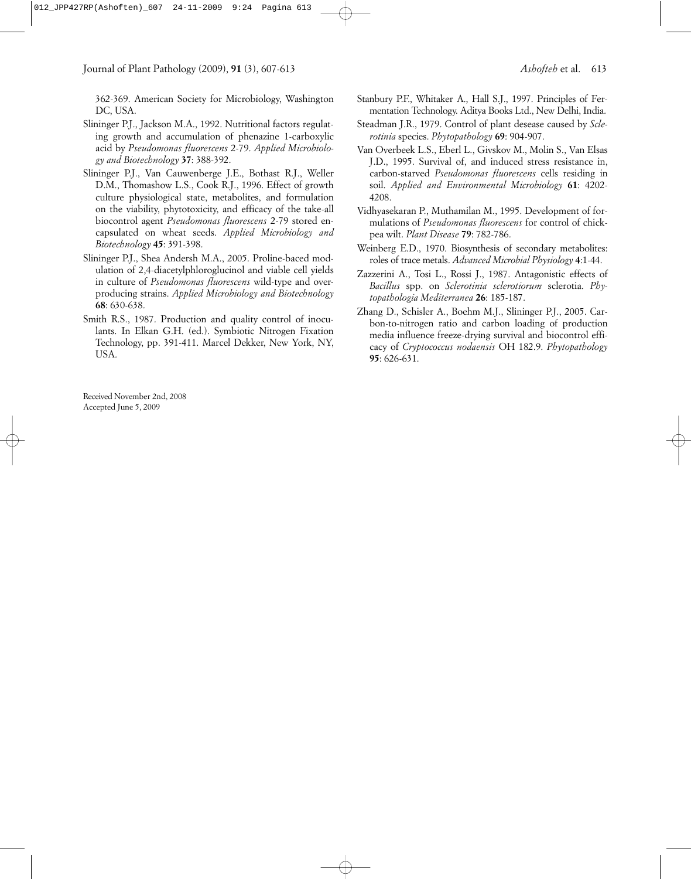362-369. American Society for Microbiology, Washington DC, USA.

Slininger P.J., Jackson M.A., 1992. Nutritional factors regulating growth and accumulation of phenazine 1-carboxylic acid by *Pseudomonas fluorescens* 2-79. *Applied Microbiology and Biotechnology* **37**: 388-392.

Slininger P.J., Van Cauwenberge J.E., Bothast R.J., Weller D.M., Thomashow L.S., Cook R.J., 1996. Effect of growth culture physiological state, metabolites, and formulation on the viability, phytotoxicity, and efficacy of the take-all biocontrol agent *Pseudomonas fluorescens* 2-79 stored encapsulated on wheat seeds. *Applied Microbiology and Biotechnology* **45**: 391-398.

Slininger P.J., Shea Andersh M.A., 2005. Proline-baced modulation of 2,4-diacetylphloroglucinol and viable cell yields in culture of *Pseudomonas fluorescens* wild-type and overproducing strains. *Applied Microbiology and Biotechnology* **68**: 630-638.

Smith R.S., 1987. Production and quality control of inoculants. In Elkan G.H. (ed.). Symbiotic Nitrogen Fixation Technology, pp. 391-411. Marcel Dekker, New York, NY, USA.

Stanbury P.F., Whitaker A., Hall S.J., 1997. Principles of Fermentation Technology. Aditya Books Ltd., New Delhi, India.

Steadman J.R., 1979. Control of plant desease caused by *Sclerotinia* species. *Phytopathology* **69**: 904-907.

Van Overbeek L.S., Eberl L., Givskov M., Molin S., Van Elsas J.D., 1995. Survival of, and induced stress resistance in, carbon-starved *Pseudomonas fluorescens* cells residing in soil. *Applied and Environmental Microbiology* **61**: 4202-4208.

Vidhyasekaran P., Muthamilan M., 1995. Development of formulations of *Pseudomonas fluorescens* for control of chickpea wilt. *Plant Disease* **79**: 782-786.

Weinberg E.D., 1970. Biosynthesis of secondary metabolites: roles of trace metals. *Advanced Microbial Physiology* **4**:1-44.

Zazzerini A., Tosi L., Rossi J., 1987. Antagonistic effects of *Bacillus* spp. on *Sclerotinia sclerotiorum* sclerotia. *Phytopathologia Mediterranea* **26**: 185-187.

Zhang D., Schisler A., Boehm M.J., Slininger P.J., 2005. Carbon-to-nitrogen ratio and carbon loading of production media influence freeze-drying survival and biocontrol efficacy of *Cryptococcus nodaensis* OH 182.9. *Phytopathology* **95**: 626-631.

Received November 2nd, 2008
Accepted June 5, 2009